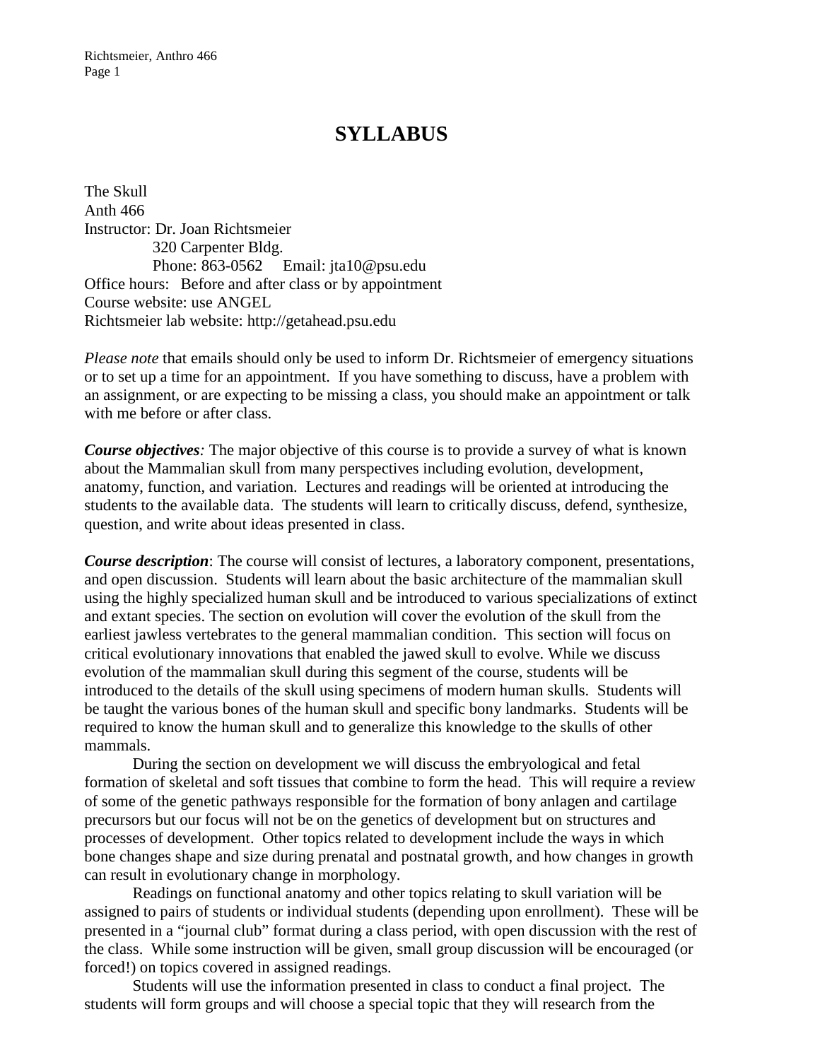# SYLLABUS

The Skull  
Anth 466  
Instructor: Dr. Joan Richtsmeier  
320 Carpenter Bldg.  
Phone: 863-0562     Email: jta10@psu.edu  
Office hours:   Before and after class or by appointment  
Course website: use ANGEL  
Richtsmeier lab website: http://getahead.psu.edu

*Please note* that emails should only be used to inform Dr. Richtsmeier of emergency situations or to set up a time for an appointment. If you have something to discuss, have a problem with an assignment, or are expecting to be missing a class, you should make an appointment or talk with me before or after class.

***Course objectives****:* The major objective of this course is to provide a survey of what is known about the Mammalian skull from many perspectives including evolution, development, anatomy, function, and variation. Lectures and readings will be oriented at introducing the students to the available data. The students will learn to critically discuss, defend, synthesize, question, and write about ideas presented in class.

***Course description***: The course will consist of lectures, a laboratory component, presentations, and open discussion. Students will learn about the basic architecture of the mammalian skull using the highly specialized human skull and be introduced to various specializations of extinct and extant species. The section on evolution will cover the evolution of the skull from the earliest jawless vertebrates to the general mammalian condition. This section will focus on critical evolutionary innovations that enabled the jawed skull to evolve. While we discuss evolution of the mammalian skull during this segment of the course, students will be introduced to the details of the skull using specimens of modern human skulls. Students will be taught the various bones of the human skull and specific bony landmarks. Students will be required to know the human skull and to generalize this knowledge to the skulls of other mammals.

During the section on development we will discuss the embryological and fetal formation of skeletal and soft tissues that combine to form the head. This will require a review of some of the genetic pathways responsible for the formation of bony anlagen and cartilage precursors but our focus will not be on the genetics of development but on structures and processes of development. Other topics related to development include the ways in which bone changes shape and size during prenatal and postnatal growth, and how changes in growth can result in evolutionary change in morphology.

Readings on functional anatomy and other topics relating to skull variation will be assigned to pairs of students or individual students (depending upon enrollment). These will be presented in a "journal club" format during a class period, with open discussion with the rest of the class. While some instruction will be given, small group discussion will be encouraged (or forced!) on topics covered in assigned readings.

Students will use the information presented in class to conduct a final project. The students will form groups and will choose a special topic that they will research from the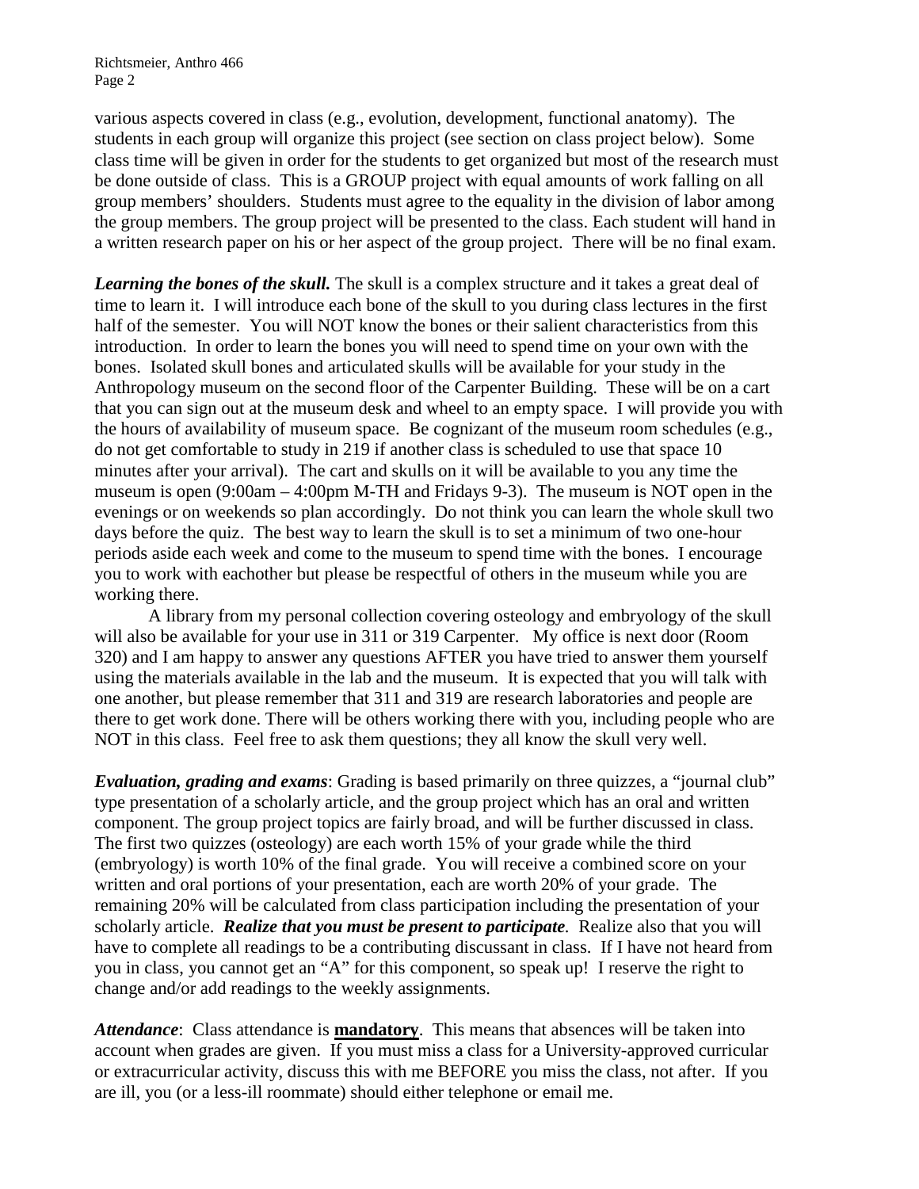various aspects covered in class (e.g., evolution, development, functional anatomy). The students in each group will organize this project (see section on class project below). Some class time will be given in order for the students to get organized but most of the research must be done outside of class. This is a GROUP project with equal amounts of work falling on all group members' shoulders. Students must agree to the equality in the division of labor among the group members. The group project will be presented to the class. Each student will hand in a written research paper on his or her aspect of the group project. There will be no final exam.

***Learning the bones of the skull.*** The skull is a complex structure and it takes a great deal of time to learn it. I will introduce each bone of the skull to you during class lectures in the first half of the semester. You will NOT know the bones or their salient characteristics from this introduction. In order to learn the bones you will need to spend time on your own with the bones. Isolated skull bones and articulated skulls will be available for your study in the Anthropology museum on the second floor of the Carpenter Building. These will be on a cart that you can sign out at the museum desk and wheel to an empty space. I will provide you with the hours of availability of museum space. Be cognizant of the museum room schedules (e.g., do not get comfortable to study in 219 if another class is scheduled to use that space 10 minutes after your arrival). The cart and skulls on it will be available to you any time the museum is open (9:00am – 4:00pm M-TH and Fridays 9-3). The museum is NOT open in the evenings or on weekends so plan accordingly. Do not think you can learn the whole skull two days before the quiz. The best way to learn the skull is to set a minimum of two one-hour periods aside each week and come to the museum to spend time with the bones. I encourage you to work with eachother but please be respectful of others in the museum while you are working there.

A library from my personal collection covering osteology and embryology of the skull will also be available for your use in 311 or 319 Carpenter. My office is next door (Room 320) and I am happy to answer any questions AFTER you have tried to answer them yourself using the materials available in the lab and the museum. It is expected that you will talk with one another, but please remember that 311 and 319 are research laboratories and people are there to get work done. There will be others working there with you, including people who are NOT in this class. Feel free to ask them questions; they all know the skull very well.

***Evaluation, grading and exams***: Grading is based primarily on three quizzes, a "journal club" type presentation of a scholarly article, and the group project which has an oral and written component. The group project topics are fairly broad, and will be further discussed in class. The first two quizzes (osteology) are each worth 15% of your grade while the third (embryology) is worth 10% of the final grade. You will receive a combined score on your written and oral portions of your presentation, each are worth 20% of your grade. The remaining 20% will be calculated from class participation including the presentation of your scholarly article. ***Realize that you must be present to participate.*** Realize also that you will have to complete all readings to be a contributing discussant in class. If I have not heard from you in class, you cannot get an "A" for this component, so speak up! I reserve the right to change and/or add readings to the weekly assignments.

***Attendance***: Class attendance is **mandatory**. This means that absences will be taken into account when grades are given. If you must miss a class for a University-approved curricular or extracurricular activity, discuss this with me BEFORE you miss the class, not after. If you are ill, you (or a less-ill roommate) should either telephone or email me.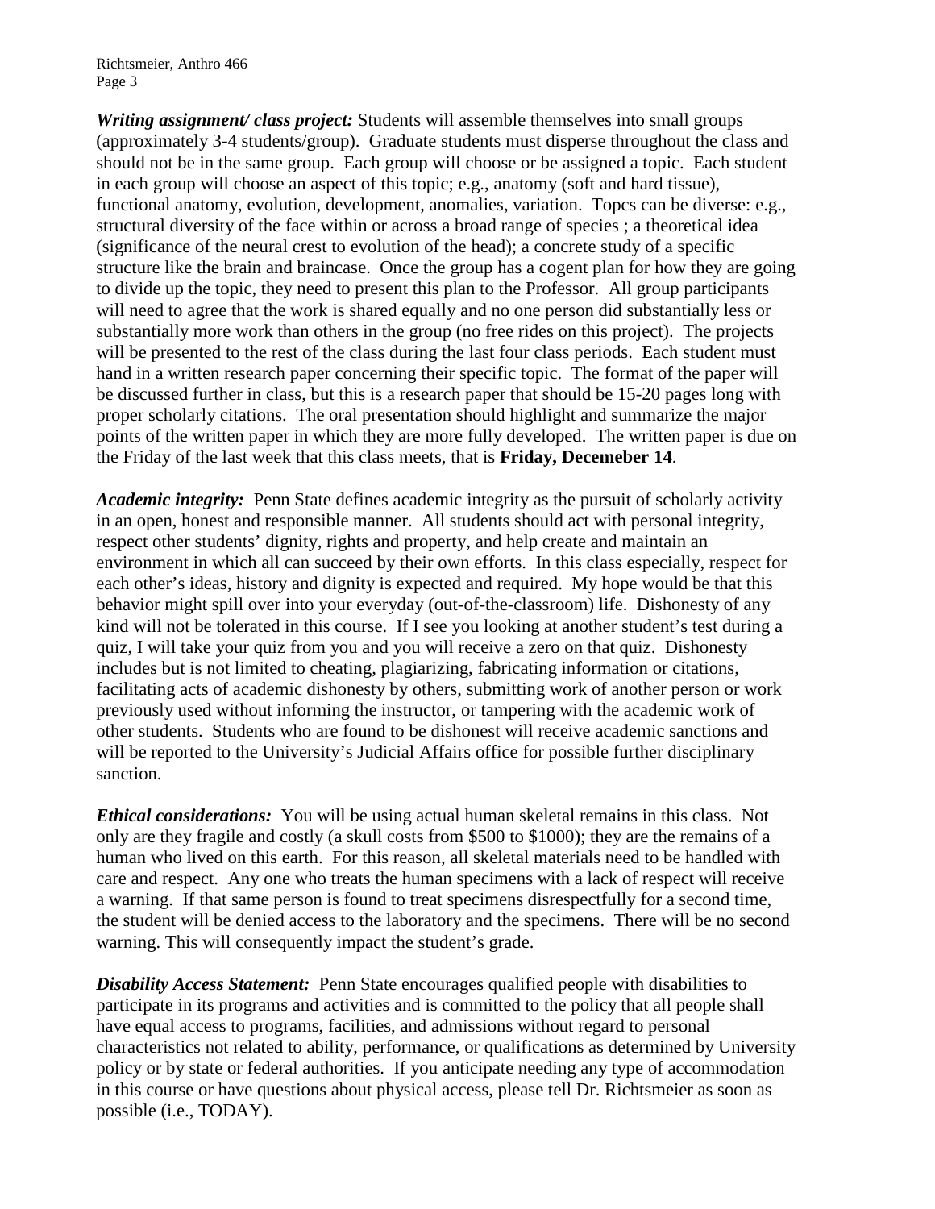***Writing assignment/ class project:*** Students will assemble themselves into small groups (approximately 3-4 students/group). Graduate students must disperse throughout the class and should not be in the same group. Each group will choose or be assigned a topic. Each student in each group will choose an aspect of this topic; e.g., anatomy (soft and hard tissue), functional anatomy, evolution, development, anomalies, variation. Topcs can be diverse: e.g., structural diversity of the face within or across a broad range of species ; a theoretical idea (significance of the neural crest to evolution of the head); a concrete study of a specific structure like the brain and braincase. Once the group has a cogent plan for how they are going to divide up the topic, they need to present this plan to the Professor. All group participants will need to agree that the work is shared equally and no one person did substantially less or substantially more work than others in the group (no free rides on this project). The projects will be presented to the rest of the class during the last four class periods. Each student must hand in a written research paper concerning their specific topic. The format of the paper will be discussed further in class, but this is a research paper that should be 15-20 pages long with proper scholarly citations. The oral presentation should highlight and summarize the major points of the written paper in which they are more fully developed. The written paper is due on the Friday of the last week that this class meets, that is **Friday, Decemeber 14**.

***Academic integrity:*** Penn State defines academic integrity as the pursuit of scholarly activity in an open, honest and responsible manner. All students should act with personal integrity, respect other students' dignity, rights and property, and help create and maintain an environment in which all can succeed by their own efforts. In this class especially, respect for each other's ideas, history and dignity is expected and required. My hope would be that this behavior might spill over into your everyday (out-of-the-classroom) life. Dishonesty of any kind will not be tolerated in this course. If I see you looking at another student's test during a quiz, I will take your quiz from you and you will receive a zero on that quiz. Dishonesty includes but is not limited to cheating, plagiarizing, fabricating information or citations, facilitating acts of academic dishonesty by others, submitting work of another person or work previously used without informing the instructor, or tampering with the academic work of other students. Students who are found to be dishonest will receive academic sanctions and will be reported to the University's Judicial Affairs office for possible further disciplinary sanction.

***Ethical considerations:*** You will be using actual human skeletal remains in this class. Not only are they fragile and costly (a skull costs from $500 to $1000); they are the remains of a human who lived on this earth. For this reason, all skeletal materials need to be handled with care and respect. Any one who treats the human specimens with a lack of respect will receive a warning. If that same person is found to treat specimens disrespectfully for a second time, the student will be denied access to the laboratory and the specimens. There will be no second warning. This will consequently impact the student's grade.

***Disability Access Statement:*** Penn State encourages qualified people with disabilities to participate in its programs and activities and is committed to the policy that all people shall have equal access to programs, facilities, and admissions without regard to personal characteristics not related to ability, performance, or qualifications as determined by University policy or by state or federal authorities. If you anticipate needing any type of accommodation in this course or have questions about physical access, please tell Dr. Richtsmeier as soon as possible (i.e., TODAY).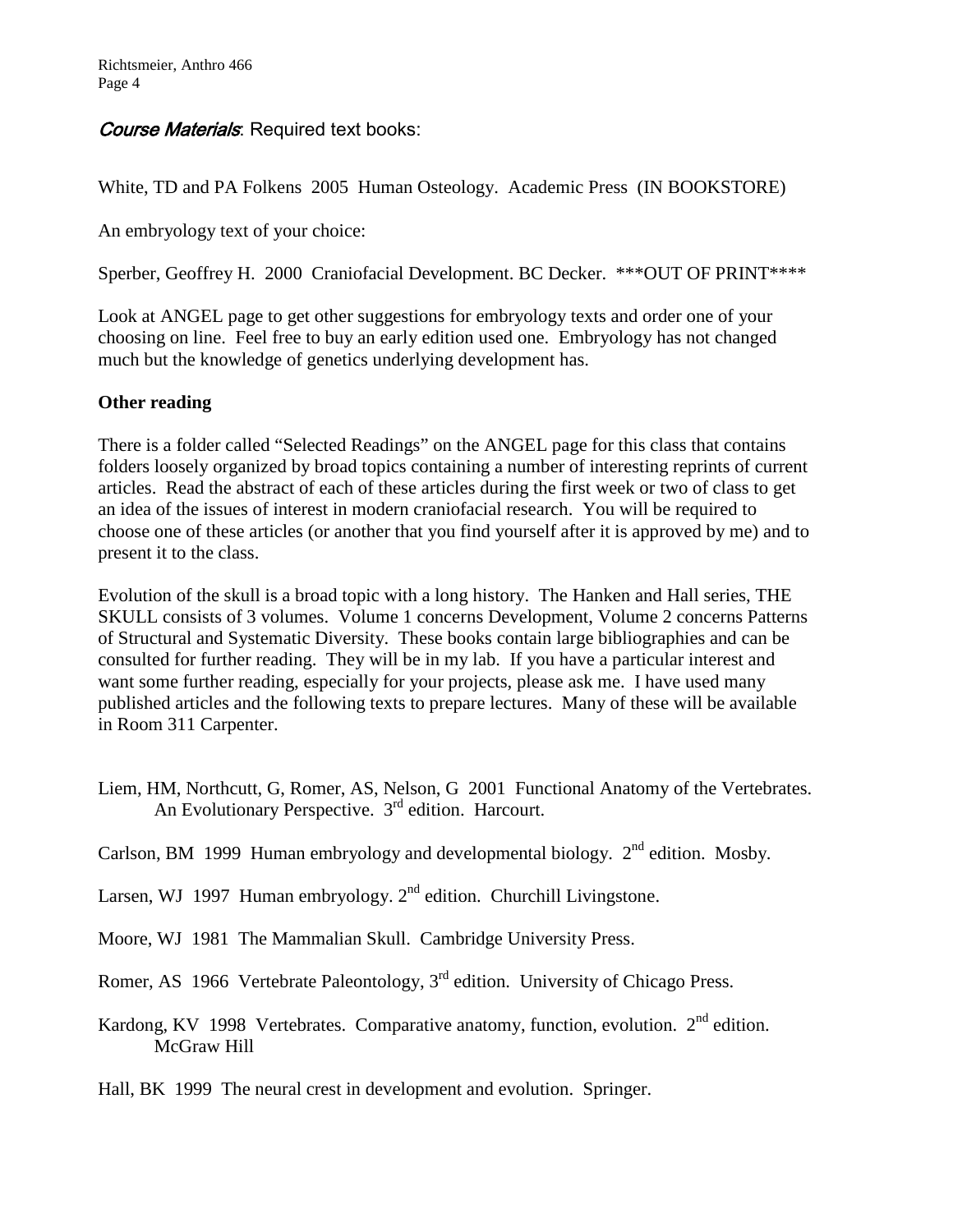*Course Materials*: Required text books:

White, TD and PA Folkens 2005 Human Osteology. Academic Press (IN BOOKSTORE)

An embryology text of your choice:

Sperber, Geoffrey H. 2000 Craniofacial Development. BC Decker. ***OUT OF PRINT****

Look at ANGEL page to get other suggestions for embryology texts and order one of your choosing on line. Feel free to buy an early edition used one. Embryology has not changed much but the knowledge of genetics underlying development has.

**Other reading**

There is a folder called "Selected Readings" on the ANGEL page for this class that contains folders loosely organized by broad topics containing a number of interesting reprints of current articles. Read the abstract of each of these articles during the first week or two of class to get an idea of the issues of interest in modern craniofacial research. You will be required to choose one of these articles (or another that you find yourself after it is approved by me) and to present it to the class.

Evolution of the skull is a broad topic with a long history. The Hanken and Hall series, THE SKULL consists of 3 volumes. Volume 1 concerns Development, Volume 2 concerns Patterns of Structural and Systematic Diversity. These books contain large bibliographies and can be consulted for further reading. They will be in my lab. If you have a particular interest and want some further reading, especially for your projects, please ask me. I have used many published articles and the following texts to prepare lectures. Many of these will be available in Room 311 Carpenter.

Liem, HM, Northcutt, G, Romer, AS, Nelson, G 2001 Functional Anatomy of the Vertebrates. An Evolutionary Perspective. 3rd edition. Harcourt.

Carlson, BM 1999 Human embryology and developmental biology. 2nd edition. Mosby.

Larsen, WJ 1997 Human embryology. 2nd edition. Churchill Livingstone.

Moore, WJ 1981 The Mammalian Skull. Cambridge University Press.

Romer, AS 1966 Vertebrate Paleontology, 3rd edition. University of Chicago Press.

Kardong, KV 1998 Vertebrates. Comparative anatomy, function, evolution. 2nd edition. McGraw Hill

Hall, BK 1999 The neural crest in development and evolution. Springer.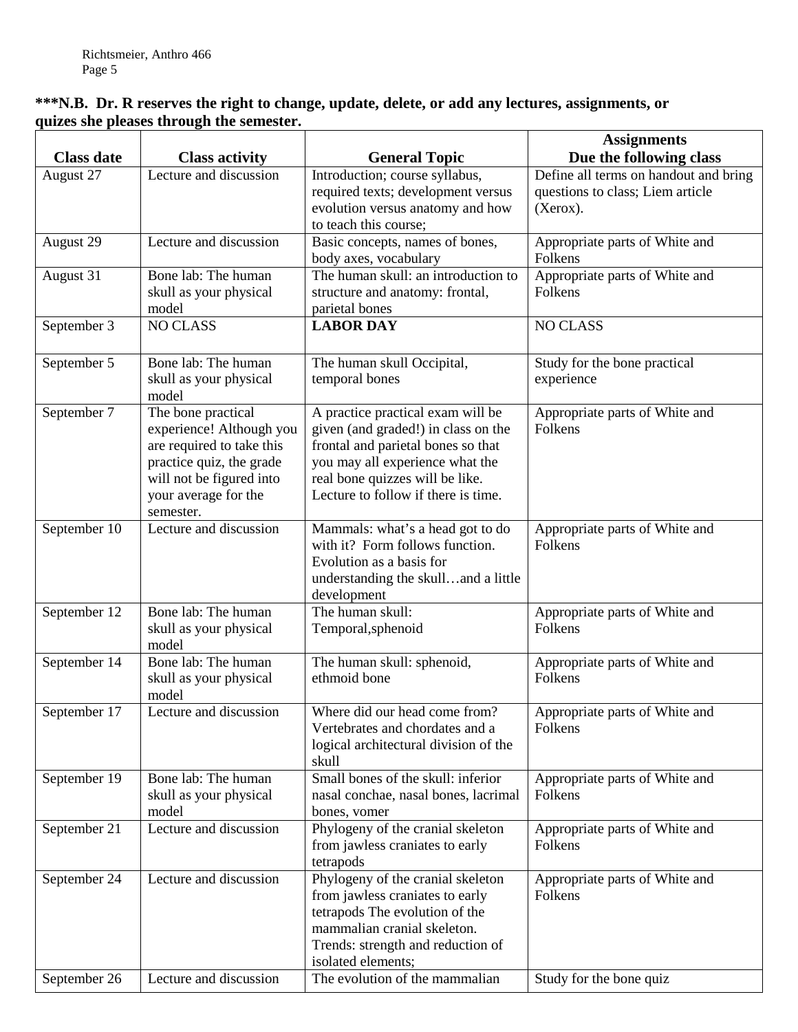**\*\*\*N.B. Dr. R reserves the right to change, update, delete, or add any lectures, assignments, or quizes she pleases through the semester.**

| Class date | Class activity | General Topic | Assignments Due the following class |
|---|---|---|---|
| August 27 | Lecture and discussion | Introduction; course syllabus, required texts; development versus evolution versus anatomy and how to teach this course; | Define all terms on handout and bring questions to class; Liem article (Xerox). |
| August 29 | Lecture and discussion | Basic concepts, names of bones, body axes, vocabulary | Appropriate parts of White and Folkens |
| August 31 | Bone lab: The human skull as your physical model | The human skull: an introduction to structure and anatomy: frontal, parietal bones | Appropriate parts of White and Folkens |
| September 3 | NO CLASS | **LABOR DAY** | NO CLASS |
| September 5 | Bone lab: The human skull as your physical model | The human skull Occipital, temporal bones | Study for the bone practical experience |
| September 7 | The bone practical experience! Although you are required to take this practice quiz, the grade will not be figured into your average for the semester. | A practice practical exam will be given (and graded!) in class on the frontal and parietal bones so that you may all experience what the real bone quizzes will be like. Lecture to follow if there is time. | Appropriate parts of White and Folkens |
| September 10 | Lecture and discussion | Mammals: what's a head got to do with it? Form follows function. Evolution as a basis for understanding the skull…and a little development | Appropriate parts of White and Folkens |
| September 12 | Bone lab: The human skull as your physical model | The human skull: Temporal,sphenoid | Appropriate parts of White and Folkens |
| September 14 | Bone lab: The human skull as your physical model | The human skull: sphenoid, ethmoid bone | Appropriate parts of White and Folkens |
| September 17 | Lecture and discussion | Where did our head come from? Vertebrates and chordates and a logical architectural division of the skull | Appropriate parts of White and Folkens |
| September 19 | Bone lab: The human skull as your physical model | Small bones of the skull: inferior nasal conchae, nasal bones, lacrimal bones, vomer | Appropriate parts of White and Folkens |
| September 21 | Lecture and discussion | Phylogeny of the cranial skeleton from jawless craniates to early tetrapods | Appropriate parts of White and Folkens |
| September 24 | Lecture and discussion | Phylogeny of the cranial skeleton from jawless craniates to early tetrapods The evolution of the mammalian cranial skeleton. Trends: strength and reduction of isolated elements; | Appropriate parts of White and Folkens |
| September 26 | Lecture and discussion | The evolution of the mammalian | Study for the bone quiz |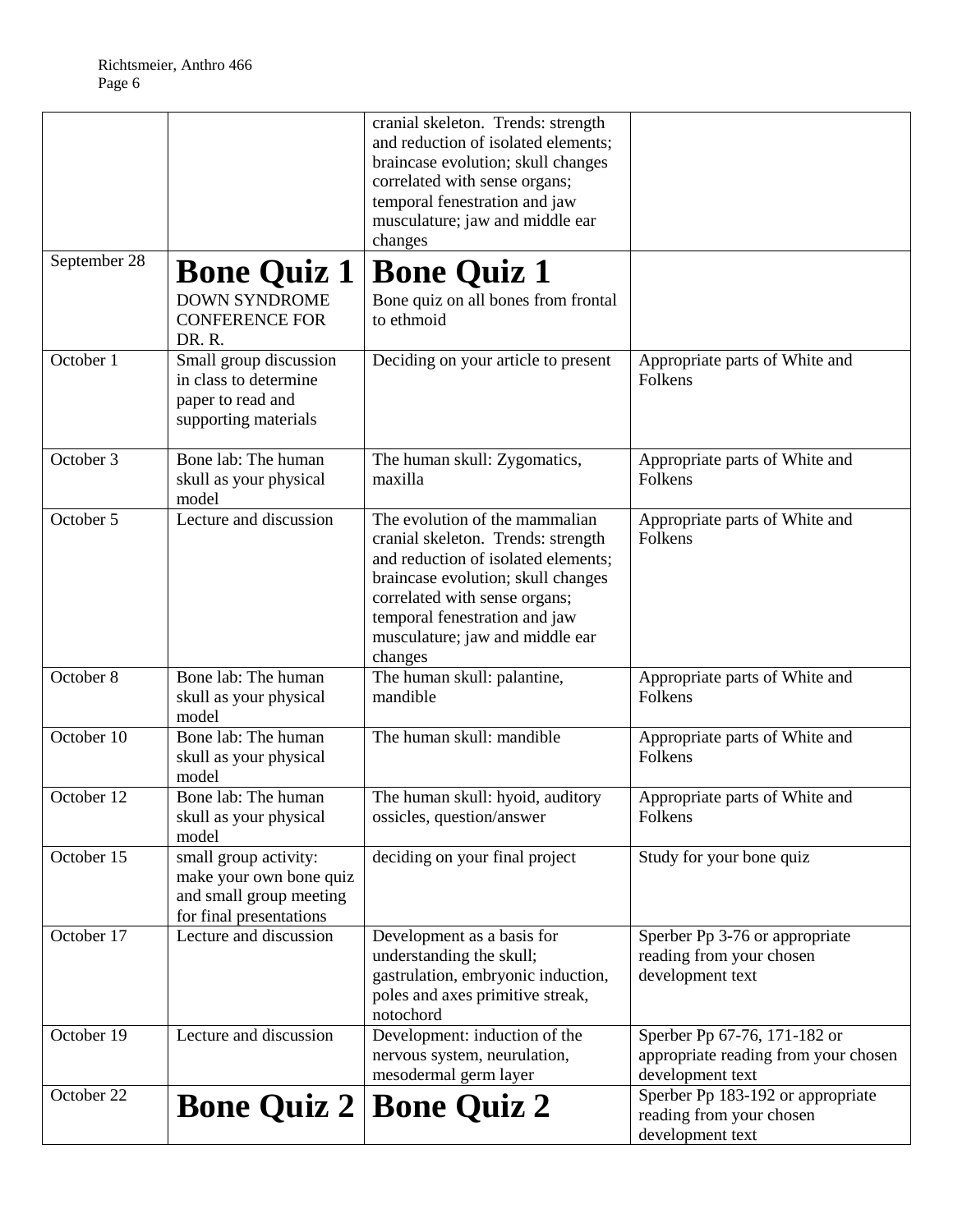| | | | |
|---|---|---|---|
| | | cranial skeleton. Trends: strength and reduction of isolated elements; braincase evolution; skull changes correlated with sense organs; temporal fenestration and jaw musculature; jaw and middle ear changes | |
| September 28 | **Bone Quiz 1** DOWN SYNDROME CONFERENCE FOR DR. R. | **Bone Quiz 1** Bone quiz on all bones from frontal to ethmoid | |
| October 1 | Small group discussion in class to determine paper to read and supporting materials | Deciding on your article to present | Appropriate parts of White and Folkens |
| October 3 | Bone lab: The human skull as your physical model | The human skull: Zygomatics, maxilla | Appropriate parts of White and Folkens |
| October 5 | Lecture and discussion | The evolution of the mammalian cranial skeleton. Trends: strength and reduction of isolated elements; braincase evolution; skull changes correlated with sense organs; temporal fenestration and jaw musculature; jaw and middle ear changes | Appropriate parts of White and Folkens |
| October 8 | Bone lab: The human skull as your physical model | The human skull: palantine, mandible | Appropriate parts of White and Folkens |
| October 10 | Bone lab: The human skull as your physical model | The human skull: mandible | Appropriate parts of White and Folkens |
| October 12 | Bone lab: The human skull as your physical model | The human skull: hyoid, auditory ossicles, question/answer | Appropriate parts of White and Folkens |
| October 15 | small group activity: make your own bone quiz and small group meeting for final presentations | deciding on your final project | Study for your bone quiz |
| October 17 | Lecture and discussion | Development as a basis for understanding the skull; gastrulation, embryonic induction, poles and axes primitive streak, notochord | Sperber Pp 3-76 or appropriate reading from your chosen development text |
| October 19 | Lecture and discussion | Development: induction of the nervous system, neurulation, mesodermal germ layer | Sperber Pp 67-76, 171-182 or appropriate reading from your chosen development text |
| October 22 | **Bone Quiz 2** | **Bone Quiz 2** | Sperber Pp 183-192 or appropriate reading from your chosen development text |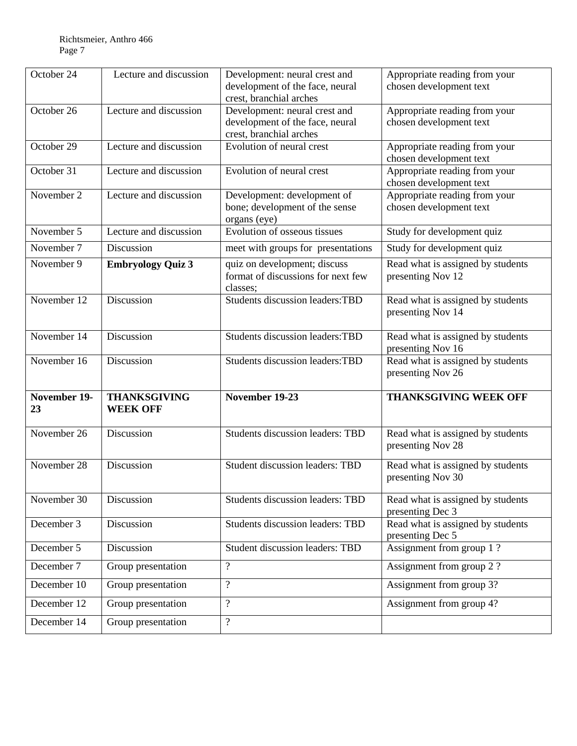| | | | |
|---|---|---|---|
| October 24 | Lecture and discussion | Development: neural crest and development of the face, neural crest, branchial arches | Appropriate reading from your chosen development text |
| October 26 | Lecture and discussion | Development: neural crest and development of the face, neural crest, branchial arches | Appropriate reading from your chosen development text |
| October 29 | Lecture and discussion | Evolution of neural crest | Appropriate reading from your chosen development text |
| October 31 | Lecture and discussion | Evolution of neural crest | Appropriate reading from your chosen development text |
| November 2 | Lecture and discussion | Development: development of bone; development of the sense organs (eye) | Appropriate reading from your chosen development text |
| November 5 | Lecture and discussion | Evolution of osseous tissues | Study for development quiz |
| November 7 | Discussion | meet with groups for presentations | Study for development quiz |
| November 9 | **Embryology Quiz 3** | quiz on development; discuss format of discussions for next few classes; | Read what is assigned by students presenting Nov 12 |
| November 12 | Discussion | Students discussion leaders:TBD | Read what is assigned by students presenting Nov 14 |
| November 14 | Discussion | Students discussion leaders:TBD | Read what is assigned by students presenting Nov 16 |
| November 16 | Discussion | Students discussion leaders:TBD | Read what is assigned by students presenting Nov 26 |
| **November 19-23** | **THANKSGIVING WEEK OFF** | **November 19-23** | **THANKSGIVING WEEK OFF** |
| November 26 | Discussion | Students discussion leaders: TBD | Read what is assigned by students presenting Nov 28 |
| November 28 | Discussion | Student discussion leaders: TBD | Read what is assigned by students presenting Nov 30 |
| November 30 | Discussion | Students discussion leaders: TBD | Read what is assigned by students presenting Dec 3 |
| December 3 | Discussion | Students discussion leaders: TBD | Read what is assigned by students presenting Dec 5 |
| December 5 | Discussion | Student discussion leaders: TBD | Assignment from group 1 ? |
| December 7 | Group presentation | ? | Assignment from group 2 ? |
| December 10 | Group presentation | ? | Assignment from group 3? |
| December 12 | Group presentation | ? | Assignment from group 4? |
| December 14 | Group presentation | ? | |